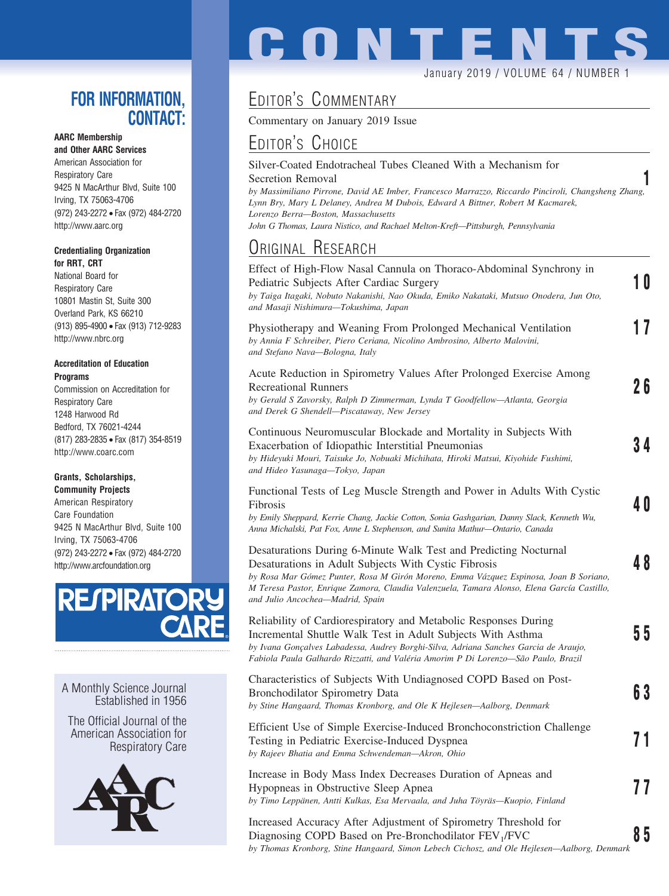# CONTENTS

January 2019 / VOLUME 64 / NUMBER 1

## Editor's Commentary

Commentary on January 2019 Issue

## Editor's Choice

Silver-Coated Endotracheal Tubes Cleaned With a Mechanism for Secretion Removal **1**
*by Massimiliano Pirrone, David AE Imber, Francesco Marrazzo, Riccardo Pinciroli, Changsheng Zhang, Lynn Bry, Mary L Delaney, Andrea M Dubois, Edward A Bittner, Robert M Kacmarek, Lorenzo Berra—Boston, Massachusetts*
*John G Thomas, Laura Nistico, and Rachael Melton-Kreft—Pittsburgh, Pennsylvania*

## Original Research

Effect of High-Flow Nasal Cannula on Thoraco-Abdominal Synchrony in Pediatric Subjects After Cardiac Surgery **10**
*by Taiga Itagaki, Nobuto Nakanishi, Nao Okuda, Emiko Nakataki, Mutsuo Onodera, Jun Oto, and Masaji Nishimura—Tokushima, Japan*

Physiotherapy and Weaning From Prolonged Mechanical Ventilation **17**
*by Annia F Schreiber, Piero Ceriana, Nicolino Ambrosino, Alberto Malovini, and Stefano Nava—Bologna, Italy*

Acute Reduction in Spirometry Values After Prolonged Exercise Among Recreational Runners **26**
*by Gerald S Zavorsky, Ralph D Zimmerman, Lynda T Goodfellow—Atlanta, Georgia and Derek G Shendell—Piscataway, New Jersey*

Continuous Neuromuscular Blockade and Mortality in Subjects With Exacerbation of Idiopathic Interstitial Pneumonias **34**
*by Hideyuki Mouri, Taisuke Jo, Nobuaki Michihata, Hiroki Matsui, Kiyohide Fushimi, and Hideo Yasunaga—Tokyo, Japan*

Functional Tests of Leg Muscle Strength and Power in Adults With Cystic Fibrosis **40**
*by Emily Sheppard, Kerrie Chang, Jackie Cotton, Sonia Gashgarian, Danny Slack, Kenneth Wu, Anna Michalski, Pat Fox, Anne L Stephenson, and Sunita Mathur—Ontario, Canada*

Desaturations During 6-Minute Walk Test and Predicting Nocturnal Desaturations in Adult Subjects With Cystic Fibrosis **48**
*by Rosa Mar Gómez Punter, Rosa M Girón Moreno, Emma Vázquez Espinosa, Joan B Soriano, M Teresa Pastor, Enrique Zamora, Claudia Valenzuela, Tamara Alonso, Elena García Castillo, and Julio Ancochea—Madrid, Spain*

Reliability of Cardiorespiratory and Metabolic Responses During Incremental Shuttle Walk Test in Adult Subjects With Asthma **55**
*by Ivana Gonçalves Labadessa, Audrey Borghi-Silva, Adriana Sanches Garcia de Araujo, Fabiola Paula Galhardo Rizzatti, and Valéria Amorim P Di Lorenzo—São Paulo, Brazil*

Characteristics of Subjects With Undiagnosed COPD Based on Post-Bronchodilator Spirometry Data **63**
*by Stine Hangaard, Thomas Kronborg, and Ole K Hejlesen—Aalborg, Denmark*

Efficient Use of Simple Exercise-Induced Bronchoconstriction Challenge Testing in Pediatric Exercise-Induced Dyspnea **71**
*by Rajeev Bhatia and Emma Schwendeman—Akron, Ohio*

Increase in Body Mass Index Decreases Duration of Apneas and Hypopneas in Obstructive Sleep Apnea **77**
*by Timo Leppänen, Antti Kulkas, Esa Mervaala, and Juha Töyräs—Kuopio, Finland*

Increased Accuracy After Adjustment of Spirometry Threshold for Diagnosing COPD Based on Pre-Bronchodilator $FEV_1$/FVC **85**
*by Thomas Kronborg, Stine Hangaard, Simon Lebech Cichosz, and Ole Hejlesen—Aalborg, Denmark*

---

## FOR INFORMATION, CONTACT:

**AARC Membership and Other AARC Services**
American Association for Respiratory Care
9425 N MacArthur Blvd, Suite 100
Irving, TX 75063-4706
(972) 243-2272 • Fax (972) 484-2720
http://www.aarc.org

**Credentialing Organization for RRT, CRT**
National Board for Respiratory Care
10801 Mastin St, Suite 300
Overland Park, KS 66210
(913) 895-4900 • Fax (913) 712-9283
http://www.nbrc.org

**Accreditation of Education Programs**
Commission on Accreditation for Respiratory Care
1248 Harwood Rd
Bedford, TX 76021-4244
(817) 283-2835 • Fax (817) 354-8519
http://www.coarc.com

**Grants, Scholarships, Community Projects**
American Respiratory Care Foundation
9425 N MacArthur Blvd, Suite 100
Irving, TX 75063-4706
(972) 243-2272 • Fax (972) 484-2720
http://www.arcfoundation.org

RESPIRATORY CARE

A Monthly Science Journal Established in 1956

The Official Journal of the American Association for Respiratory Care

AARC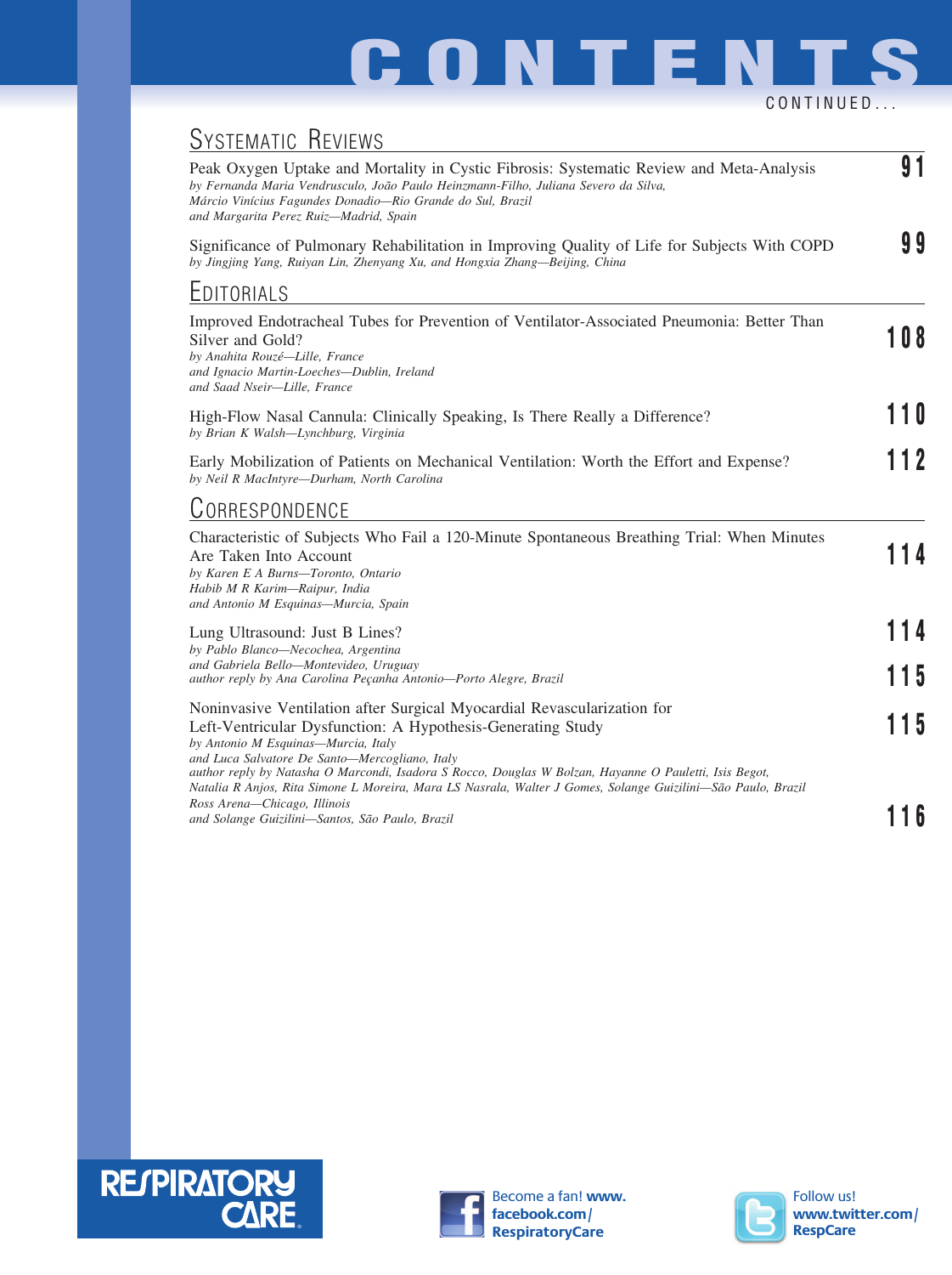# CONTENTS

CONTINUED...

## Systematic Reviews

Peak Oxygen Uptake and Mortality in Cystic Fibrosis: Systematic Review and Meta-Analysis — **91**
*by Fernanda Maria Vendrusculo, João Paulo Heinzmann-Filho, Juliana Severo da Silva, Márcio Vinícius Fagundes Donadio—Rio Grande do Sul, Brazil and Margarita Perez Ruiz—Madrid, Spain*

Significance of Pulmonary Rehabilitation in Improving Quality of Life for Subjects With COPD — **99**
*by Jingjing Yang, Ruiyan Lin, Zhenyang Xu, and Hongxia Zhang—Beijing, China*

## Editorials

Improved Endotracheal Tubes for Prevention of Ventilator-Associated Pneumonia: Better Than Silver and Gold? — **108**
*by Anahita Rouzé—Lille, France and Ignacio Martin-Loeches—Dublin, Ireland and Saad Nseir—Lille, France*

High-Flow Nasal Cannula: Clinically Speaking, Is There Really a Difference? — **110**
*by Brian K Walsh—Lynchburg, Virginia*

Early Mobilization of Patients on Mechanical Ventilation: Worth the Effort and Expense? — **112**
*by Neil R MacIntyre—Durham, North Carolina*

## Correspondence

Characteristic of Subjects Who Fail a 120-Minute Spontaneous Breathing Trial: When Minutes Are Taken Into Account — **114**
*by Karen E A Burns—Toronto, Ontario
Habib M R Karim—Raipur, India
and Antonio M Esquinas—Murcia, Spain*

Lung Ultrasound: Just B Lines? — **114**
*by Pablo Blanco—Necochea, Argentina and Gabriela Bello—Montevideo, Uruguay*
*author reply by Ana Carolina Peçanha Antonio—Porto Alegre, Brazil* — **115**

Noninvasive Ventilation after Surgical Myocardial Revascularization for Left-Ventricular Dysfunction: A Hypothesis-Generating Study — **115**
*by Antonio M Esquinas—Murcia, Italy and Luca Salvatore De Santo—Mercogliano, Italy*
*author reply by Natasha O Marcondi, Isadora S Rocco, Douglas W Bolzan, Hayanne O Pauletti, Isis Begot, Natalia R Anjos, Rita Simone L Moreira, Mara LS Nasrala, Walter J Gomes, Solange Guizilini—São Paulo, Brazil
Ross Arena—Chicago, Illinois
and Solange Guizilini—Santos, São Paulo, Brazil* — **116**

Become a fan! **www.facebook.com/RespiratoryCare**

Follow us! **www.twitter.com/RespCare**